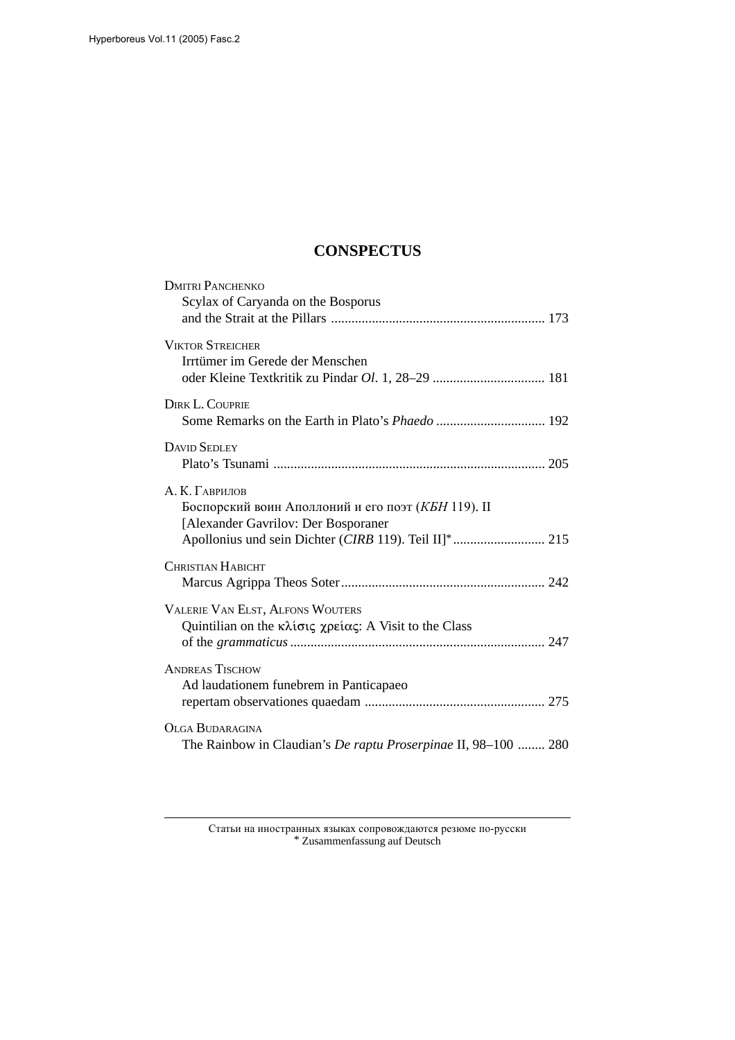# CONSPECTUS

DMITRI PANCHENKO
Scylax of Caryanda on the Bosporus and the Strait at the Pillars .............................................................. 173

VIKTOR STREICHER
Irrtümer im Gerede der Menschen oder Kleine Textkritik zu Pindar *Ol*. 1, 28–29 ................................. 181

DIRK L. COUPRIE
Some Remarks on the Earth in Plato's *Phaedo* ................................ 192

DAVID SEDLEY
Plato's Tsunami ............................................................................... 205

А. К. ГАВРИЛОВ
Боспорский воин Аполлоний и его поэт (*КБН* 119). II
[Alexander Gavrilov: Der Bosporaner Apollonius und sein Dichter (*CIRB* 119). Teil II]* ........................... 215

CHRISTIAN HABICHT
Marcus Agrippa Theos Soter ........................................................... 242

VALERIE VAN ELST, ALFONS WOUTERS
Quintilian on the κλίσις χρείας: A Visit to the Class of the *grammaticus* .......................................................................... 247

ANDREAS TISCHOW
Ad laudationem funebrem in Panticapaeo repertam observationes quaedam ..................................................... 275

OLGA BUDARAGINA
The Rainbow in Claudian's *De raptu Proserpinae* II, 98–100 ........ 280

---

Статьи на иностранных языках сопровождаются резюме по-русски
* Zusammenfassung auf Deutsch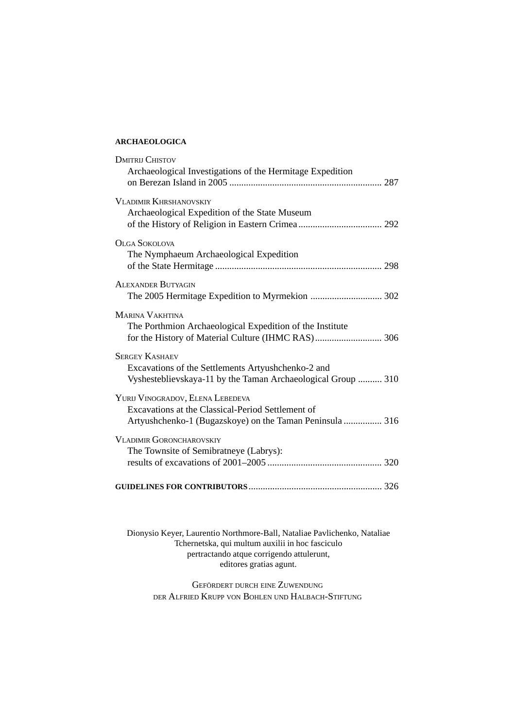**ARCHAEOLOGICA**

DMITRIJ CHISTOV
Archaeological Investigations of the Hermitage Expedition on Berezan Island in 2005 ............................................................... 287

VLADIMIR KHRSHANOVSKIY
Archaeological Expedition of the State Museum of the History of Religion in Eastern Crimea .................................. 292

OLGA SOKOLOVA
The Nymphaeum Archaeological Expedition of the State Hermitage ..................................................................... 298

ALEXANDER BUTYAGIN
The 2005 Hermitage Expedition to Myrmekion .............................. 302

MARINA VAKHTINA
The Porthmion Archaeological Expedition of the Institute for the History of Material Culture (IHMC RAS)............................ 306

SERGEY KASHAEV
Excavations of the Settlements Artyushchenko-2 and Vyshesteblievskaya-11 by the Taman Archaeological Group .......... 310

YURIJ VINOGRADOV, ELENA LEBEDEVA
Excavations at the Classical-Period Settlement of Artyushchenko-1 (Bugazskoye) on the Taman Peninsula ................ 316

VLADIMIR GORONCHAROVSKIY
The Townsite of Semibratneye (Labrys): results of excavations of 2001–2005 ................................................ 320

**GUIDELINES FOR CONTRIBUTORS** ........................................................ 326

Dionysio Keyer, Laurentio Northmore-Ball, Nataliae Pavlichenko, Nataliae Tchernetska, qui multum auxilii in hoc fasciculo pertractando atque corrigendo attulerunt, editores gratias agunt.

GEFÖRDERT DURCH EINE ZUWENDUNG DER ALFRIED KRUPP VON BOHLEN UND HALBACH-STIFTUNG